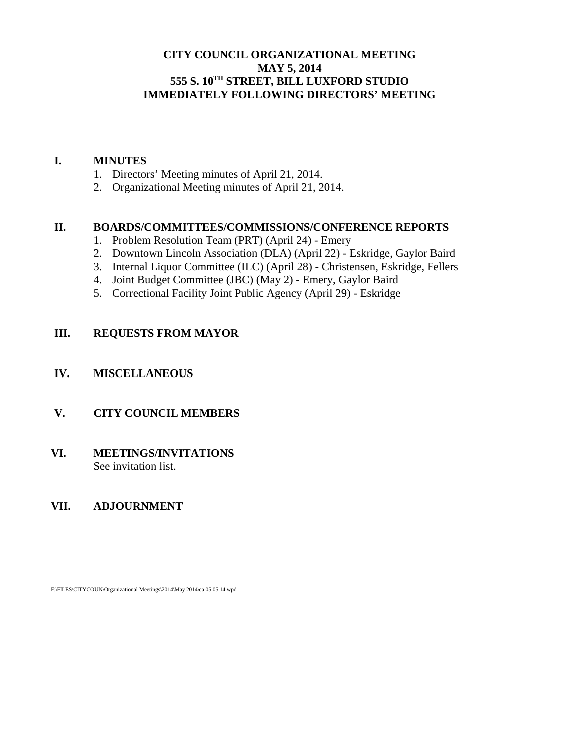# CITY COUNCIL ORGANIZATIONAL MEETING
## MAY 5, 2014
## 555 S. 10TH STREET, BILL LUXFORD STUDIO
## IMMEDIATELY FOLLOWING DIRECTORS' MEETING

**I. MINUTES**

1. Directors' Meeting minutes of April 21, 2014.
2. Organizational Meeting minutes of April 21, 2014.

**II. BOARDS/COMMITTEES/COMMISSIONS/CONFERENCE REPORTS**

1. Problem Resolution Team (PRT) (April 24) - Emery
2. Downtown Lincoln Association (DLA) (April 22) - Eskridge, Gaylor Baird
3. Internal Liquor Committee (ILC) (April 28) - Christensen, Eskridge, Fellers
4. Joint Budget Committee (JBC) (May 2) - Emery, Gaylor Baird
5. Correctional Facility Joint Public Agency (April 29) - Eskridge

**III. REQUESTS FROM MAYOR**

**IV. MISCELLANEOUS**

**V. CITY COUNCIL MEMBERS**

**VI. MEETINGS/INVITATIONS**

See invitation list.

**VII. ADJOURNMENT**

F:\FILES\CITYCOUN\Organizational Meetings\2014\May 2014\ca 05.05.14.wpd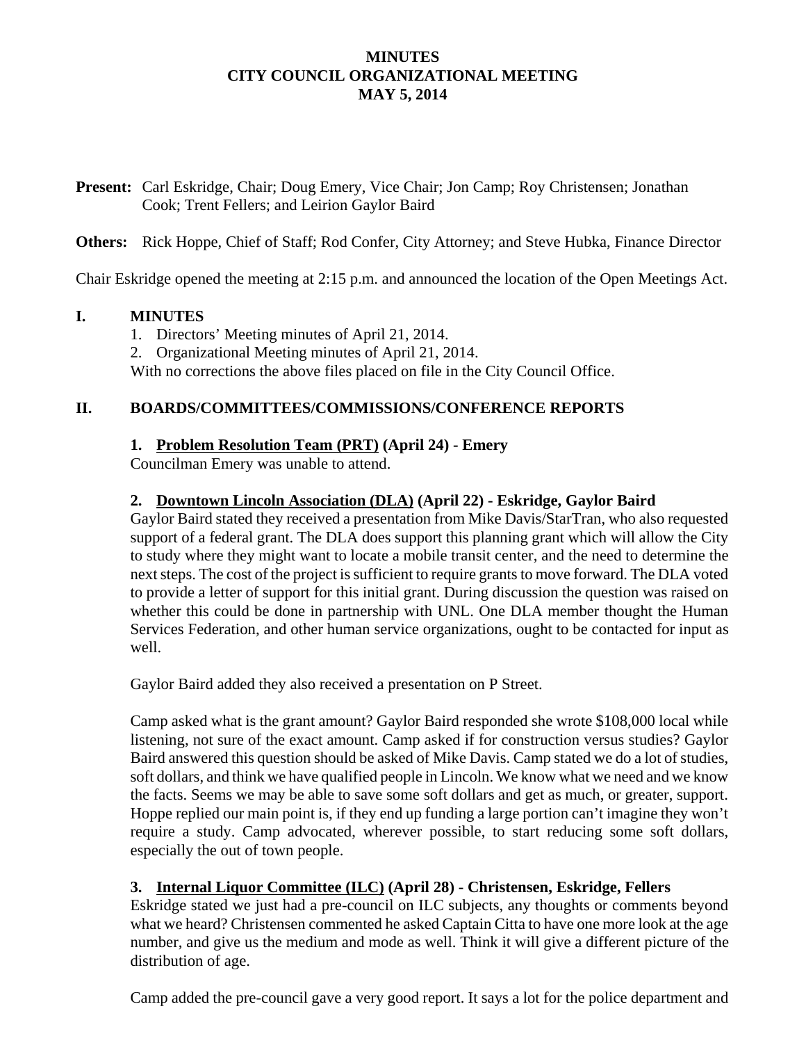# MINUTES
# CITY COUNCIL ORGANIZATIONAL MEETING
# MAY 5, 2014

**Present:** Carl Eskridge, Chair; Doug Emery, Vice Chair; Jon Camp; Roy Christensen; Jonathan Cook; Trent Fellers; and Leirion Gaylor Baird

**Others:** Rick Hoppe, Chief of Staff; Rod Confer, City Attorney; and Steve Hubka, Finance Director

Chair Eskridge opened the meeting at 2:15 p.m. and announced the location of the Open Meetings Act.

## I. MINUTES

1. Directors' Meeting minutes of April 21, 2014.
2. Organizational Meeting minutes of April 21, 2014.

With no corrections the above files placed on file in the City Council Office.

## II. BOARDS/COMMITTEES/COMMISSIONS/CONFERENCE REPORTS

### 1. Problem Resolution Team (PRT) (April 24) - Emery

Councilman Emery was unable to attend.

### 2. Downtown Lincoln Association (DLA) (April 22) - Eskridge, Gaylor Baird

Gaylor Baird stated they received a presentation from Mike Davis/StarTran, who also requested support of a federal grant. The DLA does support this planning grant which will allow the City to study where they might want to locate a mobile transit center, and the need to determine the next steps. The cost of the project is sufficient to require grants to move forward. The DLA voted to provide a letter of support for this initial grant. During discussion the question was raised on whether this could be done in partnership with UNL. One DLA member thought the Human Services Federation, and other human service organizations, ought to be contacted for input as well.

Gaylor Baird added they also received a presentation on P Street.

Camp asked what is the grant amount? Gaylor Baird responded she wrote $108,000 local while listening, not sure of the exact amount. Camp asked if for construction versus studies? Gaylor Baird answered this question should be asked of Mike Davis. Camp stated we do a lot of studies, soft dollars, and think we have qualified people in Lincoln. We know what we need and we know the facts. Seems we may be able to save some soft dollars and get as much, or greater, support. Hoppe replied our main point is, if they end up funding a large portion can't imagine they won't require a study. Camp advocated, wherever possible, to start reducing some soft dollars, especially the out of town people.

### 3. Internal Liquor Committee (ILC) (April 28) - Christensen, Eskridge, Fellers

Eskridge stated we just had a pre-council on ILC subjects, any thoughts or comments beyond what we heard? Christensen commented he asked Captain Citta to have one more look at the age number, and give us the medium and mode as well. Think it will give a different picture of the distribution of age.

Camp added the pre-council gave a very good report. It says a lot for the police department and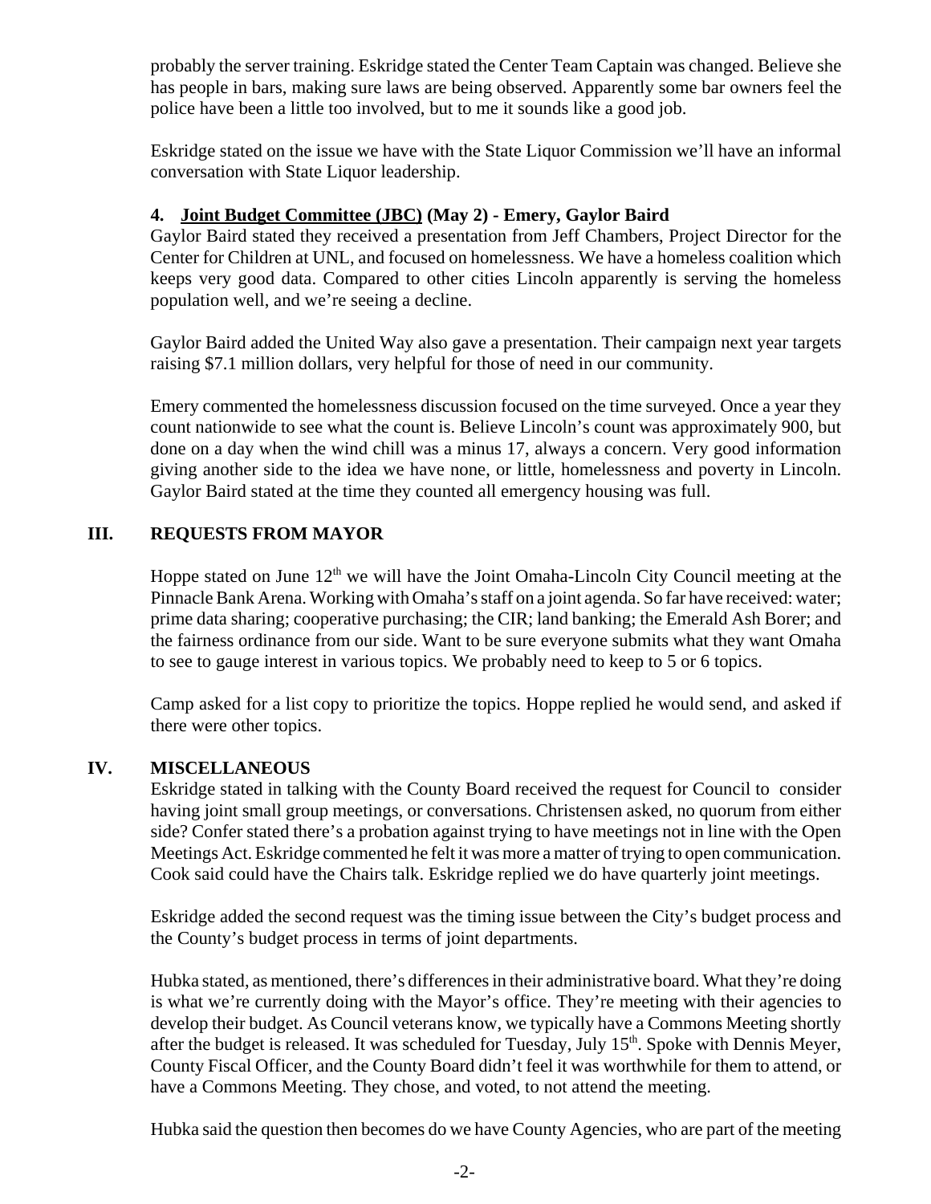probably the server training. Eskridge stated the Center Team Captain was changed. Believe she has people in bars, making sure laws are being observed. Apparently some bar owners feel the police have been a little too involved, but to me it sounds like a good job.

Eskridge stated on the issue we have with the State Liquor Commission we'll have an informal conversation with State Liquor leadership.

**4. Joint Budget Committee (JBC) (May 2) - Emery, Gaylor Baird**

Gaylor Baird stated they received a presentation from Jeff Chambers, Project Director for the Center for Children at UNL, and focused on homelessness. We have a homeless coalition which keeps very good data. Compared to other cities Lincoln apparently is serving the homeless population well, and we're seeing a decline.

Gaylor Baird added the United Way also gave a presentation. Their campaign next year targets raising $7.1 million dollars, very helpful for those of need in our community.

Emery commented the homelessness discussion focused on the time surveyed. Once a year they count nationwide to see what the count is. Believe Lincoln's count was approximately 900, but done on a day when the wind chill was a minus 17, always a concern. Very good information giving another side to the idea we have none, or little, homelessness and poverty in Lincoln. Gaylor Baird stated at the time they counted all emergency housing was full.

## III. REQUESTS FROM MAYOR

Hoppe stated on June 12th we will have the Joint Omaha-Lincoln City Council meeting at the Pinnacle Bank Arena. Working with Omaha's staff on a joint agenda. So far have received: water; prime data sharing; cooperative purchasing; the CIR; land banking; the Emerald Ash Borer; and the fairness ordinance from our side. Want to be sure everyone submits what they want Omaha to see to gauge interest in various topics. We probably need to keep to 5 or 6 topics.

Camp asked for a list copy to prioritize the topics. Hoppe replied he would send, and asked if there were other topics.

## IV. MISCELLANEOUS

Eskridge stated in talking with the County Board received the request for Council to consider having joint small group meetings, or conversations. Christensen asked, no quorum from either side? Confer stated there's a probation against trying to have meetings not in line with the Open Meetings Act. Eskridge commented he felt it was more a matter of trying to open communication. Cook said could have the Chairs talk. Eskridge replied we do have quarterly joint meetings.

Eskridge added the second request was the timing issue between the City's budget process and the County's budget process in terms of joint departments.

Hubka stated, as mentioned, there's differences in their administrative board. What they're doing is what we're currently doing with the Mayor's office. They're meeting with their agencies to develop their budget. As Council veterans know, we typically have a Commons Meeting shortly after the budget is released. It was scheduled for Tuesday, July 15th. Spoke with Dennis Meyer, County Fiscal Officer, and the County Board didn't feel it was worthwhile for them to attend, or have a Commons Meeting. They chose, and voted, to not attend the meeting.

Hubka said the question then becomes do we have County Agencies, who are part of the meeting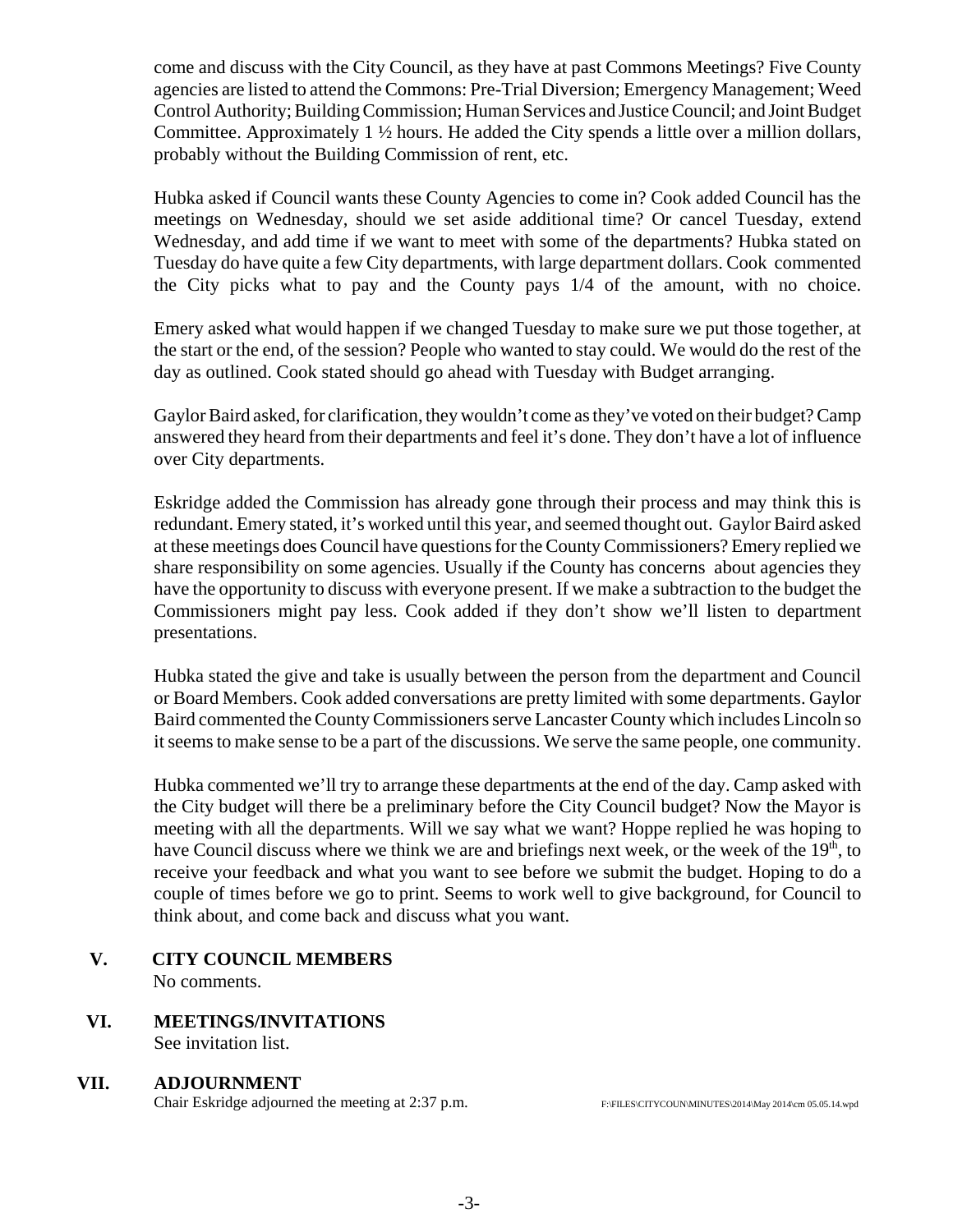come and discuss with the City Council, as they have at past Commons Meetings? Five County agencies are listed to attend the Commons: Pre-Trial Diversion; Emergency Management; Weed Control Authority; Building Commission; Human Services and Justice Council; and Joint Budget Committee. Approximately 1 ½ hours. He added the City spends a little over a million dollars, probably without the Building Commission of rent, etc.

Hubka asked if Council wants these County Agencies to come in? Cook added Council has the meetings on Wednesday, should we set aside additional time? Or cancel Tuesday, extend Wednesday, and add time if we want to meet with some of the departments? Hubka stated on Tuesday do have quite a few City departments, with large department dollars. Cook commented the City picks what to pay and the County pays 1/4 of the amount, with no choice.

Emery asked what would happen if we changed Tuesday to make sure we put those together, at the start or the end, of the session? People who wanted to stay could. We would do the rest of the day as outlined. Cook stated should go ahead with Tuesday with Budget arranging.

Gaylor Baird asked, for clarification, they wouldn't come as they've voted on their budget? Camp answered they heard from their departments and feel it's done. They don't have a lot of influence over City departments.

Eskridge added the Commission has already gone through their process and may think this is redundant. Emery stated, it's worked until this year, and seemed thought out. Gaylor Baird asked at these meetings does Council have questions for the County Commissioners? Emery replied we share responsibility on some agencies. Usually if the County has concerns about agencies they have the opportunity to discuss with everyone present. If we make a subtraction to the budget the Commissioners might pay less. Cook added if they don't show we'll listen to department presentations.

Hubka stated the give and take is usually between the person from the department and Council or Board Members. Cook added conversations are pretty limited with some departments. Gaylor Baird commented the County Commissioners serve Lancaster County which includes Lincoln so it seems to make sense to be a part of the discussions. We serve the same people, one community.

Hubka commented we'll try to arrange these departments at the end of the day. Camp asked with the City budget will there be a preliminary before the City Council budget? Now the Mayor is meeting with all the departments. Will we say what we want? Hoppe replied he was hoping to have Council discuss where we think we are and briefings next week, or the week of the 19th, to receive your feedback and what you want to see before we submit the budget. Hoping to do a couple of times before we go to print. Seems to work well to give background, for Council to think about, and come back and discuss what you want.

## V. CITY COUNCIL MEMBERS

No comments.

## VI. MEETINGS/INVITATIONS

See invitation list.

## VII. ADJOURNMENT

Chair Eskridge adjourned the meeting at 2:37 p.m.

F:\FILES\CITYCOUN\MINUTES\2014\May 2014\cm 05.05.14.wpd